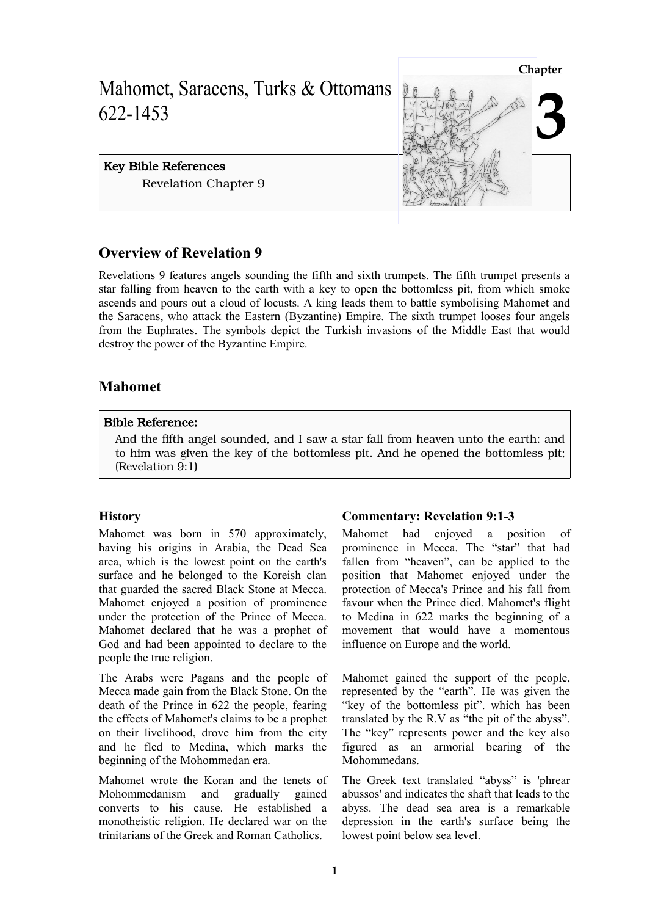Chapter 3

# Mahomet, Saracens, Turks & Ottomans 622-1453

**Key Bible References**

Revelation Chapter 9

## Overview of Revelation 9

Revelations 9 features angels sounding the fifth and sixth trumpets. The fifth trumpet presents a star falling from heaven to the earth with a key to open the bottomless pit, from which smoke ascends and pours out a cloud of locusts. A king leads them to battle symbolising Mahomet and the Saracens, who attack the Eastern (Byzantine) Empire. The sixth trumpet looses four angels from the Euphrates. The symbols depict the Turkish invasions of the Middle East that would destroy the power of the Byzantine Empire.

## Mahomet

**Bible Reference:**

And the fifth angel sounded, and I saw a star fall from heaven unto the earth: and to him was given the key of the bottomless pit. And he opened the bottomless pit; (Revelation 9:1)

### History

Mahomet was born in 570 approximately, having his origins in Arabia, the Dead Sea area, which is the lowest point on the earth's surface and he belonged to the Koreish clan that guarded the sacred Black Stone at Mecca. Mahomet enjoyed a position of prominence under the protection of the Prince of Mecca. Mahomet declared that he was a prophet of God and had been appointed to declare to the people the true religion.

The Arabs were Pagans and the people of Mecca made gain from the Black Stone. On the death of the Prince in 622 the people, fearing the effects of Mahomet's claims to be a prophet on their livelihood, drove him from the city and he fled to Medina, which marks the beginning of the Mohommedan era.

Mahomet wrote the Koran and the tenets of Mohommedanism and gradually gained converts to his cause. He established a monotheistic religion. He declared war on the trinitarians of the Greek and Roman Catholics.

### Commentary: Revelation 9:1-3

Mahomet had enjoyed a position of prominence in Mecca. The "star" that had fallen from "heaven", can be applied to the position that Mahomet enjoyed under the protection of Mecca's Prince and his fall from favour when the Prince died. Mahomet's flight to Medina in 622 marks the beginning of a movement that would have a momentous influence on Europe and the world.

Mahomet gained the support of the people, represented by the "earth". He was given the "key of the bottomless pit". which has been translated by the R.V as "the pit of the abyss". The "key" represents power and the key also figured as an armorial bearing of the Mohommedans.

The Greek text translated "abyss" is 'phrear abussos' and indicates the shaft that leads to the abyss. The dead sea area is a remarkable depression in the earth's surface being the lowest point below sea level.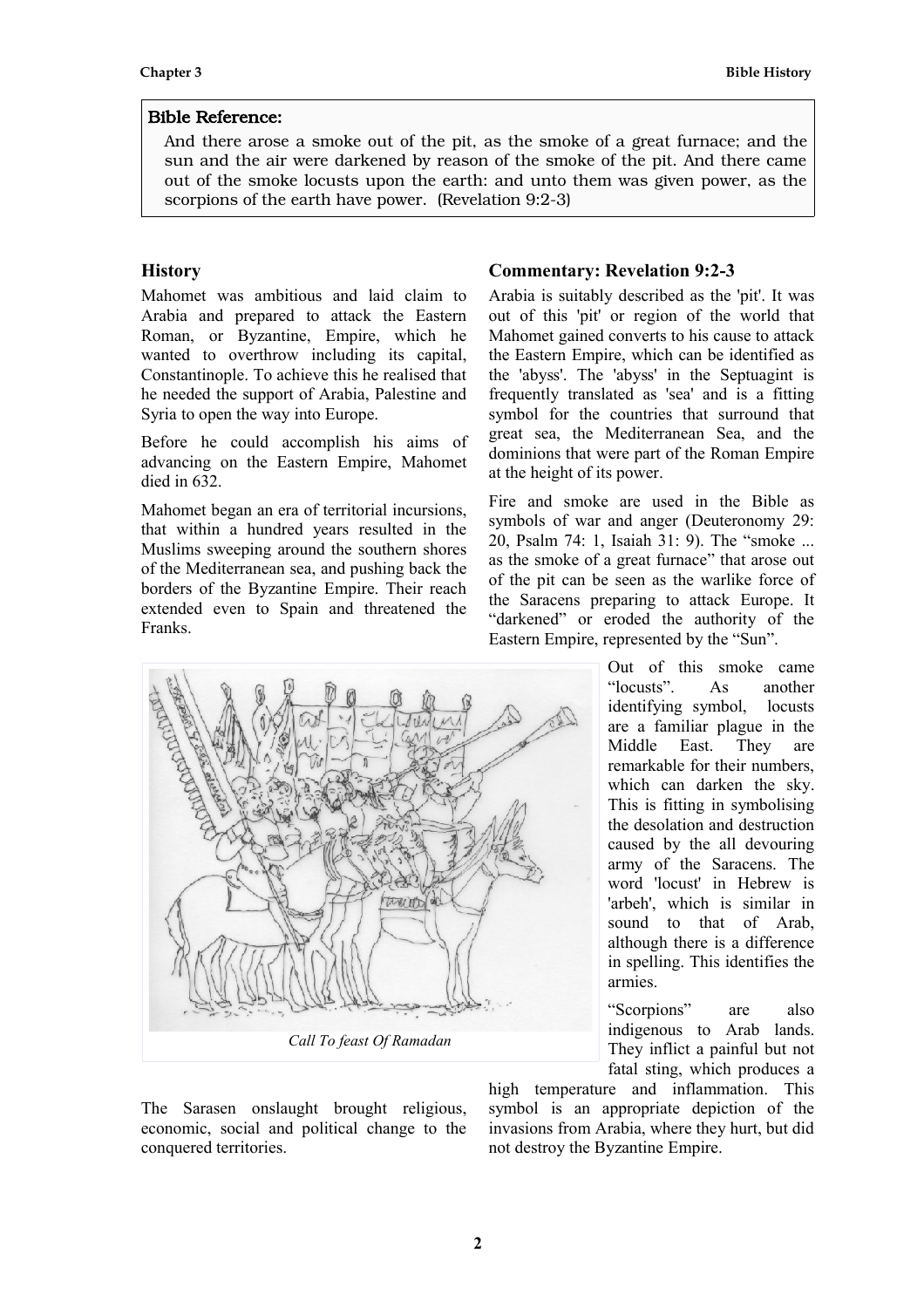**Bible Reference:**

And there arose a smoke out of the pit, as the smoke of a great furnace; and the sun and the air were darkened by reason of the smoke of the pit. And there came out of the smoke locusts upon the earth: and unto them was given power, as the scorpions of the earth have power. (Revelation 9:2-3)

## History

Mahomet was ambitious and laid claim to Arabia and prepared to attack the Eastern Roman, or Byzantine, Empire, which he wanted to overthrow including its capital, Constantinople. To achieve this he realised that he needed the support of Arabia, Palestine and Syria to open the way into Europe.

Before he could accomplish his aims of advancing on the Eastern Empire, Mahomet died in 632.

Mahomet began an era of territorial incursions, that within a hundred years resulted in the Muslims sweeping around the southern shores of the Mediterranean sea, and pushing back the borders of the Byzantine Empire. Their reach extended even to Spain and threatened the Franks.

*Call To feast Of Ramadan*

The Sarasen onslaught brought religious, economic, social and political change to the conquered territories.

## Commentary: Revelation 9:2-3

Arabia is suitably described as the 'pit'. It was out of this 'pit' or region of the world that Mahomet gained converts to his cause to attack the Eastern Empire, which can be identified as the 'abyss'. The 'abyss' in the Septuagint is frequently translated as 'sea' and is a fitting symbol for the countries that surround that great sea, the Mediterranean Sea, and the dominions that were part of the Roman Empire at the height of its power.

Fire and smoke are used in the Bible as symbols of war and anger (Deuteronomy 29: 20, Psalm 74: 1, Isaiah 31: 9). The "smoke ... as the smoke of a great furnace" that arose out of the pit can be seen as the warlike force of the Saracens preparing to attack Europe. It "darkened" or eroded the authority of the Eastern Empire, represented by the "Sun".

Out of this smoke came "locusts". As another identifying symbol, locusts are a familiar plague in the Middle East. They are remarkable for their numbers, which can darken the sky. This is fitting in symbolising the desolation and destruction caused by the all devouring army of the Saracens. The word 'locust' in Hebrew is 'arbeh', which is similar in sound to that of Arab, although there is a difference in spelling. This identifies the armies.

"Scorpions" are also indigenous to Arab lands. They inflict a painful but not fatal sting, which produces a high temperature and inflammation. This symbol is an appropriate depiction of the invasions from Arabia, where they hurt, but did not destroy the Byzantine Empire.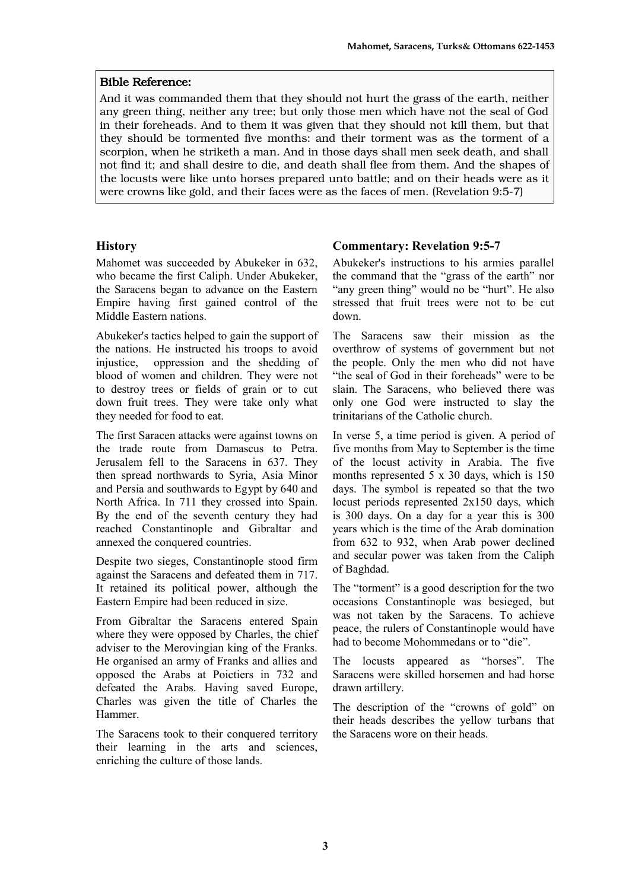**Bible Reference:**

And it was commanded them that they should not hurt the grass of the earth, neither any green thing, neither any tree; but only those men which have not the seal of God in their foreheads. And to them it was given that they should not kill them, but that they should be tormented five months: and their torment was as the torment of a scorpion, when he striketh a man. And in those days shall men seek death, and shall not find it; and shall desire to die, and death shall flee from them. And the shapes of the locusts were like unto horses prepared unto battle; and on their heads were as it were crowns like gold, and their faces were as the faces of men. (Revelation 9:5-7)

## History

Mahomet was succeeded by Abukeker in 632, who became the first Caliph. Under Abukeker, the Saracens began to advance on the Eastern Empire having first gained control of the Middle Eastern nations.

Abukeker's tactics helped to gain the support of the nations. He instructed his troops to avoid injustice, oppression and the shedding of blood of women and children. They were not to destroy trees or fields of grain or to cut down fruit trees. They were take only what they needed for food to eat.

The first Saracen attacks were against towns on the trade route from Damascus to Petra. Jerusalem fell to the Saracens in 637. They then spread northwards to Syria, Asia Minor and Persia and southwards to Egypt by 640 and North Africa. In 711 they crossed into Spain. By the end of the seventh century they had reached Constantinople and Gibraltar and annexed the conquered countries.

Despite two sieges, Constantinople stood firm against the Saracens and defeated them in 717. It retained its political power, although the Eastern Empire had been reduced in size.

From Gibraltar the Saracens entered Spain where they were opposed by Charles, the chief adviser to the Merovingian king of the Franks. He organised an army of Franks and allies and opposed the Arabs at Poictiers in 732 and defeated the Arabs. Having saved Europe, Charles was given the title of Charles the Hammer.

The Saracens took to their conquered territory their learning in the arts and sciences, enriching the culture of those lands.

## Commentary: Revelation 9:5-7

Abukeker's instructions to his armies parallel the command that the "grass of the earth" nor "any green thing" would no be "hurt". He also stressed that fruit trees were not to be cut down.

The Saracens saw their mission as the overthrow of systems of government but not the people. Only the men who did not have "the seal of God in their foreheads" were to be slain. The Saracens, who believed there was only one God were instructed to slay the trinitarians of the Catholic church.

In verse 5, a time period is given. A period of five months from May to September is the time of the locust activity in Arabia. The five months represented 5 x 30 days, which is 150 days. The symbol is repeated so that the two locust periods represented 2x150 days, which is 300 days. On a day for a year this is 300 years which is the time of the Arab domination from 632 to 932, when Arab power declined and secular power was taken from the Caliph of Baghdad.

The "torment" is a good description for the two occasions Constantinople was besieged, but was not taken by the Saracens. To achieve peace, the rulers of Constantinople would have had to become Mohommedans or to "die".

The locusts appeared as "horses". The Saracens were skilled horsemen and had horse drawn artillery.

The description of the "crowns of gold" on their heads describes the yellow turbans that the Saracens wore on their heads.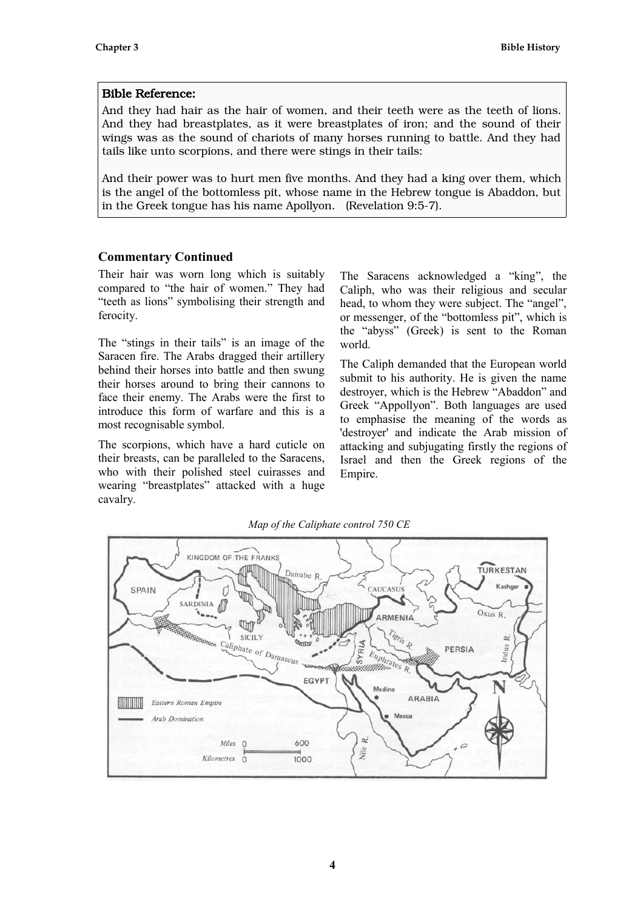**Bible Reference:**

And they had hair as the hair of women, and their teeth were as the teeth of lions. And they had breastplates, as it were breastplates of iron; and the sound of their wings was as the sound of chariots of many horses running to battle. And they had tails like unto scorpions, and there were stings in their tails:

And their power was to hurt men five months. And they had a king over them, which is the angel of the bottomless pit, whose name in the Hebrew tongue is Abaddon, but in the Greek tongue has his name Apollyon. (Revelation 9:5-7).

### Commentary Continued

Their hair was worn long which is suitably compared to "the hair of women." They had "teeth as lions" symbolising their strength and ferocity.

The "stings in their tails" is an image of the Saracen fire. The Arabs dragged their artillery behind their horses into battle and then swung their horses around to bring their cannons to face their enemy. The Arabs were the first to introduce this form of warfare and this is a most recognisable symbol.

The scorpions, which have a hard cuticle on their breasts, can be paralleled to the Saracens, who with their polished steel cuirasses and wearing "breastplates" attacked with a huge cavalry.

The Saracens acknowledged a "king", the Caliph, who was their religious and secular head, to whom they were subject. The "angel", or messenger, of the "bottomless pit", which is the "abyss" (Greek) is sent to the Roman world.

The Caliph demanded that the European world submit to his authority. He is given the name destroyer, which is the Hebrew "Abaddon" and Greek "Appollyon". Both languages are used to emphasise the meaning of the words as 'destroyer' and indicate the Arab mission of attacking and subjugating firstly the regions of Israel and then the Greek regions of the Empire.

*Map of the Caliphate control 750 CE*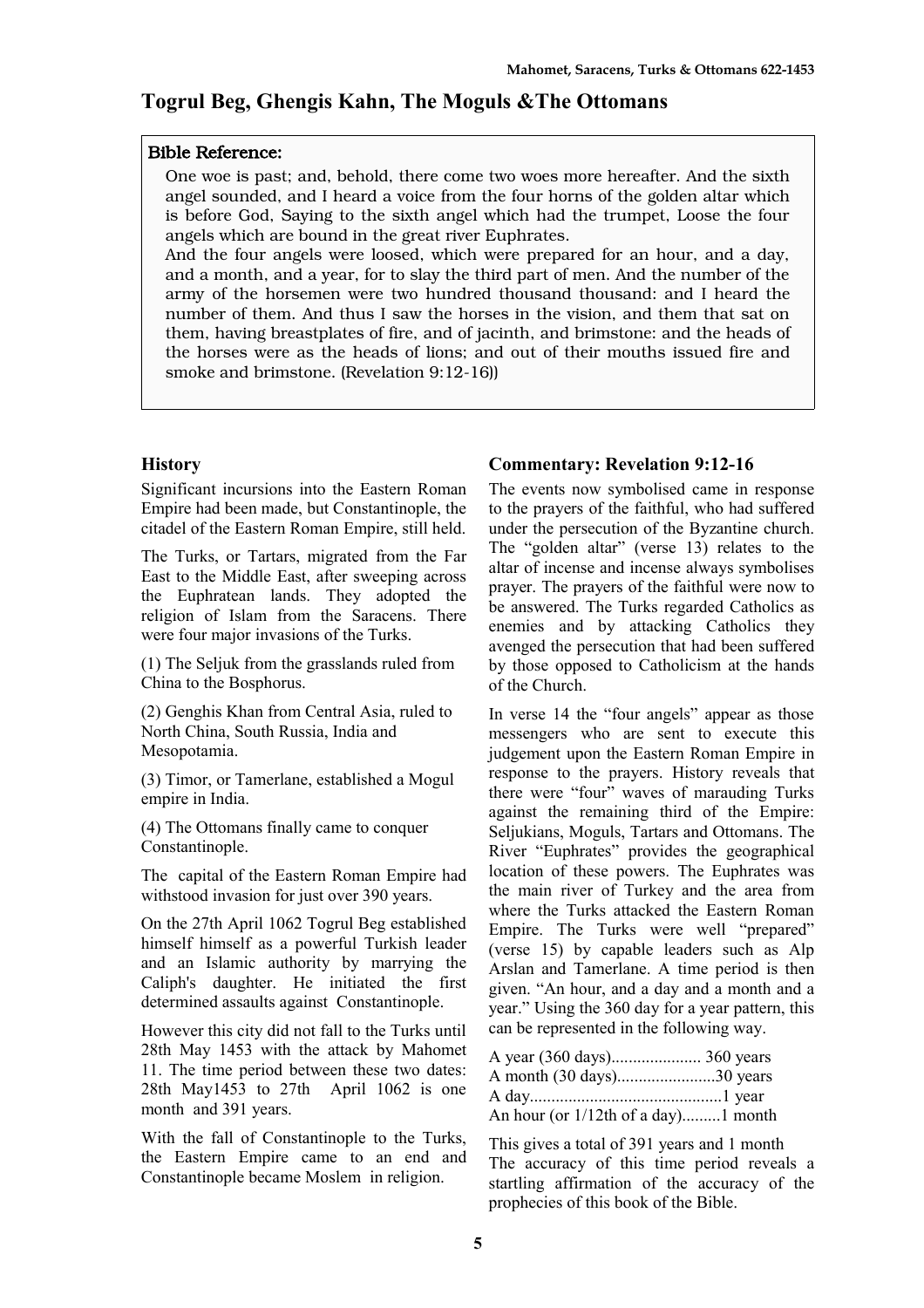# Togrul Beg, Ghengis Kahn, The Moguls &The Ottomans

**Bible Reference:**

One woe is past; and, behold, there come two woes more hereafter. And the sixth angel sounded, and I heard a voice from the four horns of the golden altar which is before God, Saying to the sixth angel which had the trumpet, Loose the four angels which are bound in the great river Euphrates.
And the four angels were loosed, which were prepared for an hour, and a day, and a month, and a year, for to slay the third part of men. And the number of the army of the horsemen were two hundred thousand thousand: and I heard the number of them. And thus I saw the horses in the vision, and them that sat on them, having breastplates of fire, and of jacinth, and brimstone: and the heads of the horses were as the heads of lions; and out of their mouths issued fire and smoke and brimstone. (Revelation 9:12-16))

## History

Significant incursions into the Eastern Roman Empire had been made, but Constantinople, the citadel of the Eastern Roman Empire, still held.

The Turks, or Tartars, migrated from the Far East to the Middle East, after sweeping across the Euphratean lands. They adopted the religion of Islam from the Saracens. There were four major invasions of the Turks.

(1) The Seljuk from the grasslands ruled from China to the Bosphorus.

(2) Genghis Khan from Central Asia, ruled to North China, South Russia, India and Mesopotamia.

(3) Timor, or Tamerlane, established a Mogul empire in India.

(4) The Ottomans finally came to conquer Constantinople.

The capital of the Eastern Roman Empire had withstood invasion for just over 390 years.

On the 27th April 1062 Togrul Beg established himself himself as a powerful Turkish leader and an Islamic authority by marrying the Caliph's daughter. He initiated the first determined assaults against Constantinople.

However this city did not fall to the Turks until 28th May 1453 with the attack by Mahomet 11. The time period between these two dates: 28th May1453 to 27th April 1062 is one month and 391 years.

With the fall of Constantinople to the Turks, the Eastern Empire came to an end and Constantinople became Moslem in religion.

## Commentary: Revelation 9:12-16

The events now symbolised came in response to the prayers of the faithful, who had suffered under the persecution of the Byzantine church. The "golden altar" (verse 13) relates to the altar of incense and incense always symbolises prayer. The prayers of the faithful were now to be answered. The Turks regarded Catholics as enemies and by attacking Catholics they avenged the persecution that had been suffered by those opposed to Catholicism at the hands of the Church.

In verse 14 the "four angels" appear as those messengers who are sent to execute this judgement upon the Eastern Roman Empire in response to the prayers. History reveals that there were "four" waves of marauding Turks against the remaining third of the Empire: Seljukians, Moguls, Tartars and Ottomans. The River "Euphrates" provides the geographical location of these powers. The Euphrates was the main river of Turkey and the area from where the Turks attacked the Eastern Roman Empire. The Turks were well "prepared" (verse 15) by capable leaders such as Alp Arslan and Tamerlane. A time period is then given. "An hour, and a day and a month and a year." Using the 360 day for a year pattern, this can be represented in the following way.

A year (360 days)..................... 360 years
A month (30 days).......................30 years
A day............................................1 year
An hour (or 1/12th of a day).........1 month

This gives a total of 391 years and 1 month
The accuracy of this time period reveals a startling affirmation of the accuracy of the prophecies of this book of the Bible.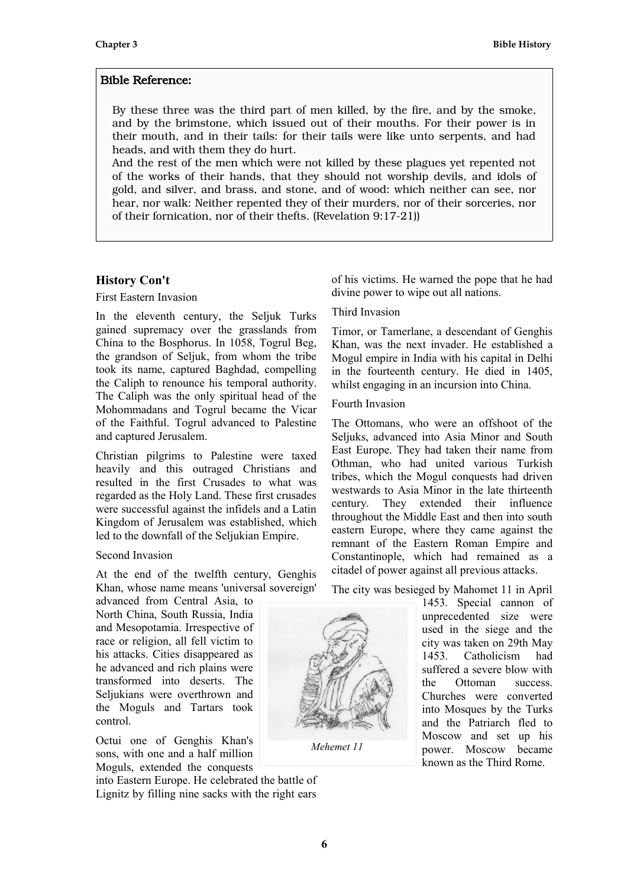**Bible Reference:**

By these three was the third part of men killed, by the fire, and by the smoke, and by the brimstone, which issued out of their mouths. For their power is in their mouth, and in their tails: for their tails were like unto serpents, and had heads, and with them they do hurt.
And the rest of the men which were not killed by these plagues yet repented not of the works of their hands, that they should not worship devils, and idols of gold, and silver, and brass, and stone, and of wood: which neither can see, nor hear, nor walk: Neither repented they of their murders, nor of their sorceries, nor of their fornication, nor of their thefts. (Revelation 9:17-21))

### History Con't

First Eastern Invasion

In the eleventh century, the Seljuk Turks gained supremacy over the grasslands from China to the Bosphorus. In 1058, Togrul Beg, the grandson of Seljuk, from whom the tribe took its name, captured Baghdad, compelling the Caliph to renounce his temporal authority. The Caliph was the only spiritual head of the Mohommadans and Togrul became the Vicar of the Faithful. Togrul advanced to Palestine and captured Jerusalem.

Christian pilgrims to Palestine were taxed heavily and this outraged Christians and resulted in the first Crusades to what was regarded as the Holy Land. These first crusades were successful against the infidels and a Latin Kingdom of Jerusalem was established, which led to the downfall of the Seljukian Empire.

Second Invasion

At the end of the twelfth century, Genghis Khan, whose name means 'universal sovereign' advanced from Central Asia, to North China, South Russia, India and Mesopotamia. Irrespective of race or religion, all fell victim to his attacks. Cities disappeared as he advanced and rich plains were transformed into deserts. The Seljukians were overthrown and the Moguls and Tartars took control.

Octui one of Genghis Khan's sons, with one and a half million Moguls, extended the conquests into Eastern Europe. He celebrated the battle of Lignitz by filling nine sacks with the right ears of his victims. He warned the pope that he had divine power to wipe out all nations.

Third Invasion

Timor, or Tamerlane, a descendant of Genghis Khan, was the next invader. He established a Mogul empire in India with his capital in Delhi in the fourteenth century. He died in 1405, whilst engaging in an incursion into China.

Fourth Invasion

The Ottomans, who were an offshoot of the Seljuks, advanced into Asia Minor and South East Europe. They had taken their name from Othman, who had united various Turkish tribes, which the Mogul conquests had driven westwards to Asia Minor in the late thirteenth century. They extended their influence throughout the Middle East and then into south eastern Europe, where they came against the remnant of the Eastern Roman Empire and Constantinople, which had remained as a citadel of power against all previous attacks.

The city was besieged by Mahomet 11 in April 1453. Special cannon of unprecedented size were used in the siege and the city was taken on 29th May 1453. Catholicism had suffered a severe blow with the Ottoman success. Churches were converted into Mosques by the Turks and the Patriarch fled to Moscow and set up his power. Moscow became known as the Third Rome.

*Mehemet 11*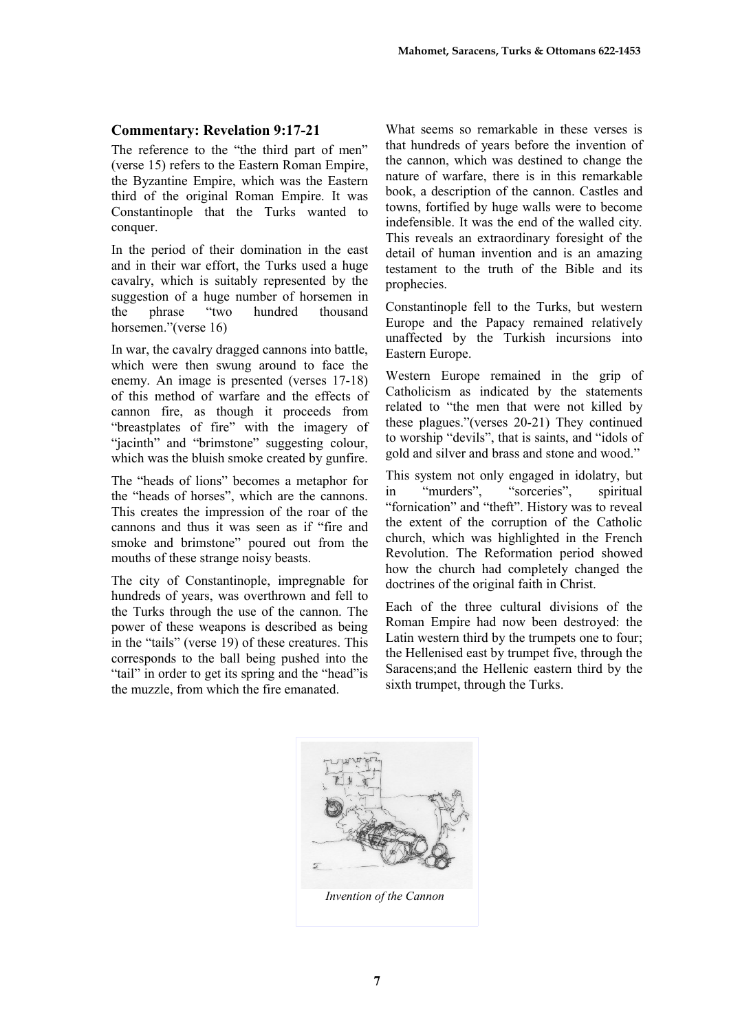## Commentary: Revelation 9:17-21

The reference to the "the third part of men" (verse 15) refers to the Eastern Roman Empire, the Byzantine Empire, which was the Eastern third of the original Roman Empire. It was Constantinople that the Turks wanted to conquer.

In the period of their domination in the east and in their war effort, the Turks used a huge cavalry, which is suitably represented by the suggestion of a huge number of horsemen in the phrase "two hundred thousand horsemen."(verse 16)

In war, the cavalry dragged cannons into battle, which were then swung around to face the enemy. An image is presented (verses 17-18) of this method of warfare and the effects of cannon fire, as though it proceeds from "breastplates of fire" with the imagery of "jacinth" and "brimstone" suggesting colour, which was the bluish smoke created by gunfire.

The "heads of lions" becomes a metaphor for the "heads of horses", which are the cannons. This creates the impression of the roar of the cannons and thus it was seen as if "fire and smoke and brimstone" poured out from the mouths of these strange noisy beasts.

The city of Constantinople, impregnable for hundreds of years, was overthrown and fell to the Turks through the use of the cannon. The power of these weapons is described as being in the "tails" (verse 19) of these creatures. This corresponds to the ball being pushed into the "tail" in order to get its spring and the "head"is the muzzle, from which the fire emanated.

What seems so remarkable in these verses is that hundreds of years before the invention of the cannon, which was destined to change the nature of warfare, there is in this remarkable book, a description of the cannon. Castles and towns, fortified by huge walls were to become indefensible. It was the end of the walled city. This reveals an extraordinary foresight of the detail of human invention and is an amazing testament to the truth of the Bible and its prophecies.

Constantinople fell to the Turks, but western Europe and the Papacy remained relatively unaffected by the Turkish incursions into Eastern Europe.

Western Europe remained in the grip of Catholicism as indicated by the statements related to "the men that were not killed by these plagues."(verses 20-21) They continued to worship "devils", that is saints, and "idols of gold and silver and brass and stone and wood."

This system not only engaged in idolatry, but in "murders", "sorceries", spiritual "fornication" and "theft". History was to reveal the extent of the corruption of the Catholic church, which was highlighted in the French Revolution. The Reformation period showed how the church had completely changed the doctrines of the original faith in Christ.

Each of the three cultural divisions of the Roman Empire had now been destroyed: the Latin western third by the trumpets one to four; the Hellenised east by trumpet five, through the Saracens;and the Hellenic eastern third by the sixth trumpet, through the Turks.

*Invention of the Cannon*